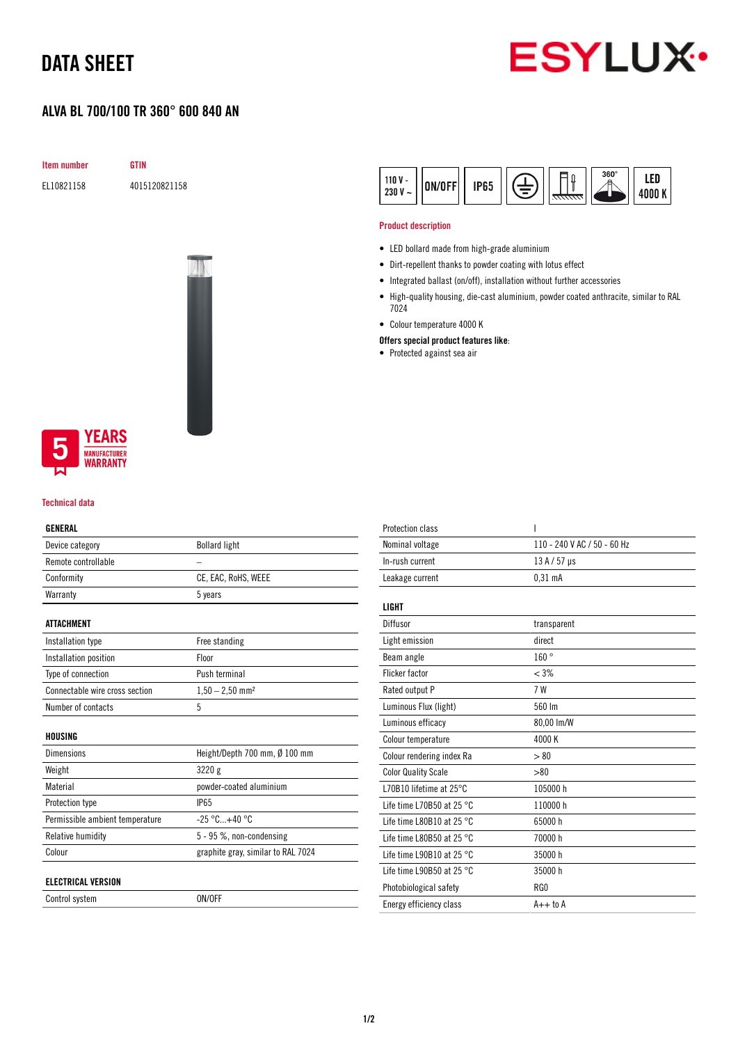# DATA SHEET

ESYLUX

## ALVA BL 700/100 TR 360° 600 840 AN

| Item number | GTIN |
|---|---|
| EL10821158 | 4015120821158 |

110 V - 230 V ~ | ON/OFF | IP65 | 360° | LED 4000 K

5 YEARS MANUFACTURER WARRANTY

### Product description

- LED bollard made from high-grade aluminium
- Dirt-repellent thanks to powder coating with lotus effect
- Integrated ballast (on/off), installation without further accessories
- High-quality housing, die-cast aluminium, powder coated anthracite, similar to RAL 7024
- Colour temperature 4000 K

**Offers special product features like:**

- Protected against sea air

### Technical data

| GENERAL | |
|---|---|
| Device category | Bollard light |
| Remote controllable | – |
| Conformity | CE, EAC, RoHS, WEEE |
| Warranty | 5 years |

| ATTACHMENT | |
|---|---|
| Installation type | Free standing |
| Installation position | Floor |
| Type of connection | Push terminal |
| Connectable wire cross section | 1,50 – 2,50 mm² |
| Number of contacts | 5 |

| HOUSING | |
|---|---|
| Dimensions | Height/Depth 700 mm, Ø 100 mm |
| Weight | 3220 g |
| Material | powder-coated aluminium |
| Protection type | IP65 |
| Permissible ambient temperature | -25 °C...+40 °C |
| Relative humidity | 5 - 95 %, non-condensing |
| Colour | graphite gray, similar to RAL 7024 |

| ELECTRICAL VERSION | |
|---|---|
| Control system | ON/OFF |
| Protection class | I |
| Nominal voltage | 110 - 240 V AC / 50 - 60 Hz |
| In-rush current | 13 A / 57 µs |
| Leakage current | 0,31 mA |

| LIGHT | |
|---|---|
| Diffusor | transparent |
| Light emission | direct |
| Beam angle | 160 ° |
| Flicker factor | < 3% |
| Rated output P | 7 W |
| Luminous Flux (light) | 560 lm |
| Luminous efficacy | 80,00 lm/W |
| Colour temperature | 4000 K |
| Colour rendering index Ra | > 80 |
| Color Quality Scale | >80 |
| L70B10 lifetime at 25°C | 105000 h |
| Life time L70B50 at 25 °C | 110000 h |
| Life time L80B10 at 25 °C | 65000 h |
| Life time L80B50 at 25 °C | 70000 h |
| Life time L90B10 at 25 °C | 35000 h |
| Life time L90B50 at 25 °C | 35000 h |
| Photobiological safety | RG0 |
| Energy efficiency class | A++ to A |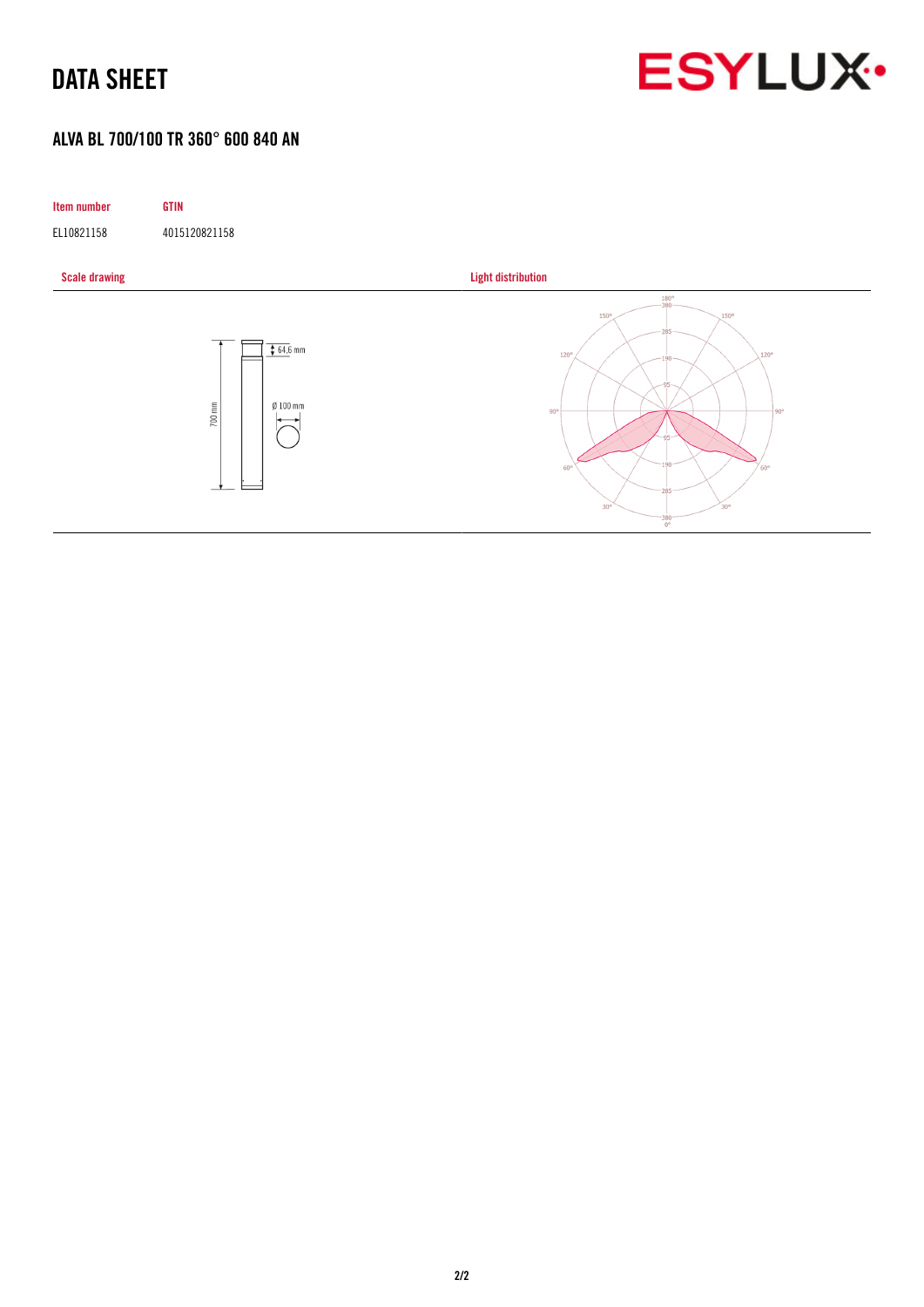# DATA SHEET

ESYLUX

## ALVA BL 700/100 TR 360° 600 840 AN

| Item number | GTIN |
| --- | --- |
| EL10821158 | 4015120821158 |

**Scale drawing**

64,6 mm
Ø 100 mm
700 mm

**Light distribution**

180°
380
150°
150°
285
120°
120°
190
95
90°
90°
95
190
60°
60°
285
30°
30°
380
0°